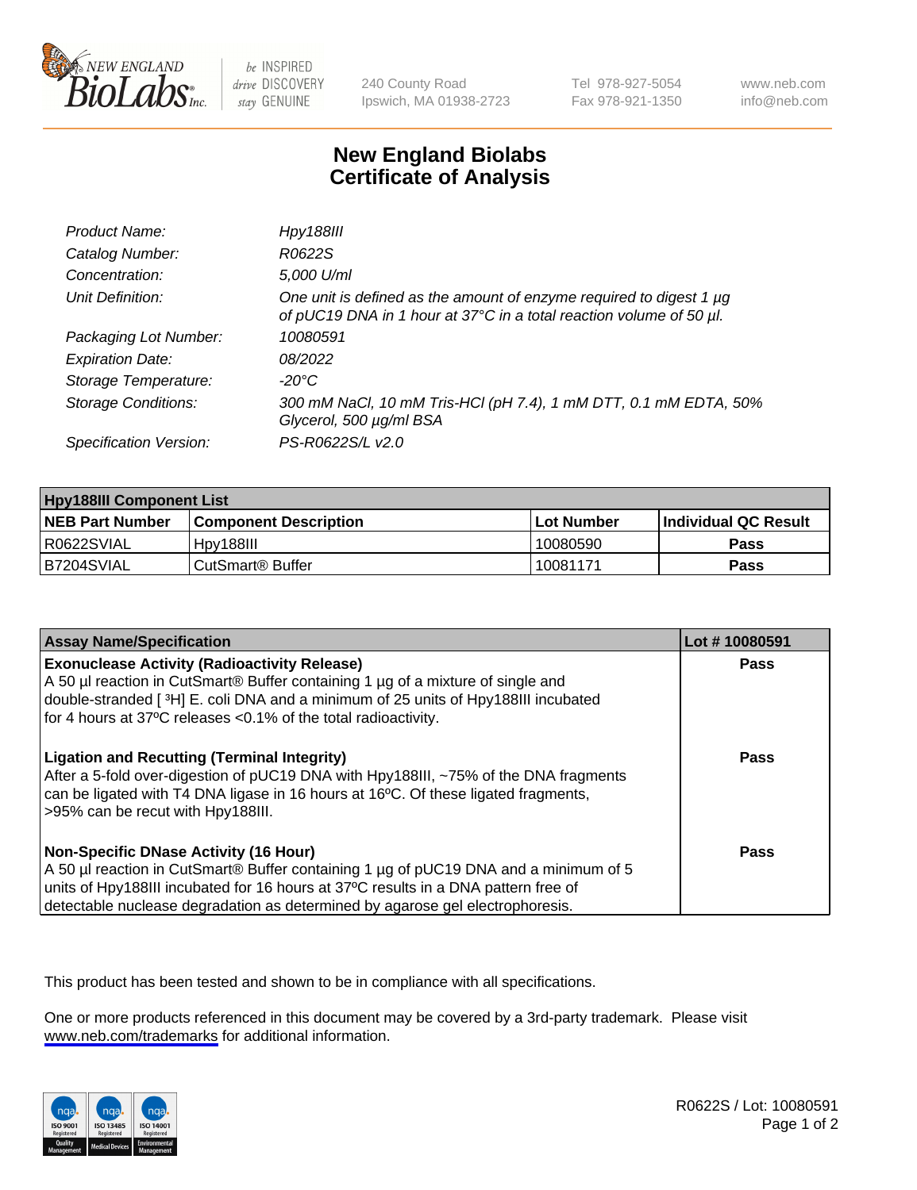240 County Road
Ipswich, MA 01938-2723

Tel 978-927-5054
Fax 978-921-1350

www.neb.com
info@neb.com

# New England Biolabs
# Certificate of Analysis

| | |
|---|---|
| *Product Name:* | *Hpy188III* |
| *Catalog Number:* | *R0622S* |
| *Concentration:* | *5,000 U/ml* |
| *Unit Definition:* | *One unit is defined as the amount of enzyme required to digest 1 µg of pUC19 DNA in 1 hour at 37°C in a total reaction volume of 50 µl.* |
| *Packaging Lot Number:* | *10080591* |
| *Expiration Date:* | *08/2022* |
| *Storage Temperature:* | *-20°C* |
| *Storage Conditions:* | *300 mM NaCl, 10 mM Tris-HCl (pH 7.4), 1 mM DTT, 0.1 mM EDTA, 50% Glycerol, 500 µg/ml BSA* |
| *Specification Version:* | *PS-R0622S/L v2.0* |

| Hpy188III Component List | | | |
|---|---|---|---|
| **NEB Part Number** | **Component Description** | **Lot Number** | **Individual QC Result** |
| R0622SVIAL | Hpy188III | 10080590 | **Pass** |
| B7204SVIAL | CutSmart® Buffer | 10081171 | **Pass** |

| Assay Name/Specification | Lot # 10080591 |
|---|---|
| **Exonuclease Activity (Radioactivity Release)** A 50 µl reaction in CutSmart® Buffer containing 1 µg of a mixture of single and double-stranded [ $^3$H] E. coli DNA and a minimum of 25 units of Hpy188III incubated for 4 hours at 37ºC releases <0.1% of the total radioactivity. | **Pass** |
| **Ligation and Recutting (Terminal Integrity)** After a 5-fold over-digestion of pUC19 DNA with Hpy188III, ~75% of the DNA fragments can be ligated with T4 DNA ligase in 16 hours at 16ºC. Of these ligated fragments, >95% can be recut with Hpy188III. | **Pass** |
| **Non-Specific DNase Activity (16 Hour)** A 50 µl reaction in CutSmart® Buffer containing 1 µg of pUC19 DNA and a minimum of 5 units of Hpy188III incubated for 16 hours at 37ºC results in a DNA pattern free of detectable nuclease degradation as determined by agarose gel electrophoresis. | **Pass** |

This product has been tested and shown to be in compliance with all specifications.

One or more products referenced in this document may be covered by a 3rd-party trademark. Please visit www.neb.com/trademarks for additional information.

R0622S / Lot: 10080591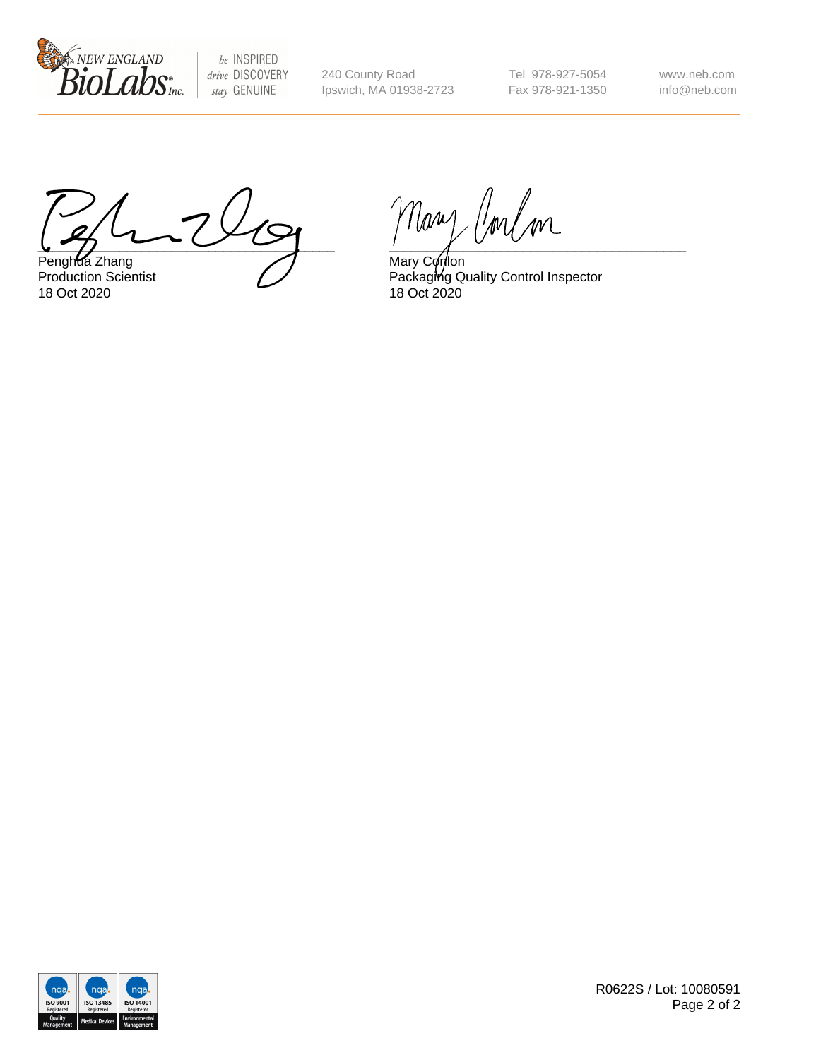Penghua Zhang
Production Scientist
18 Oct 2020

Mary Conlon
Packaging Quality Control Inspector
18 Oct 2020

R0622S / Lot: 10080591